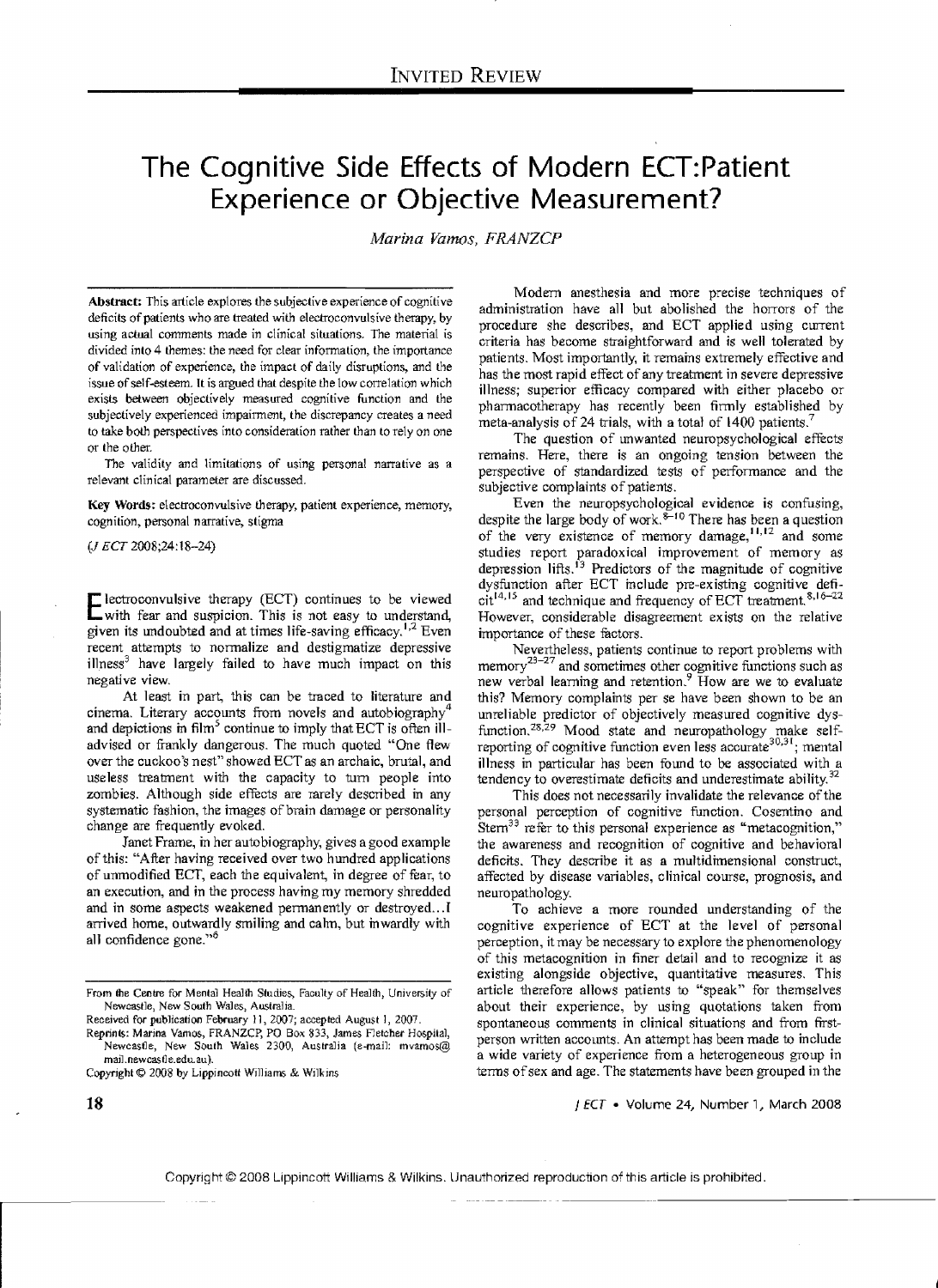INVITED REVIEW

# The Cognitive Side Effects of Modern ECT:Patient Experience or Objective Measurement?

*Marina Vamos, FRANZCP*

**Abstract:** This article explores the subjective experience of cognitive deficits of patients who are treated with electroconvulsive therapy, by using actual comments made in clinical situations. The material is divided into 4 themes: the need for clear information, the importance of validation of experience, the impact of daily disruptions, and the issue of self-esteem. It is argued that despite the low correlation which exists between objectively measured cognitive function and the subjectively experienced impairment, the discrepancy creates a need to take both perspectives into consideration rather than to rely on one or the other.

The validity and limitations of using personal narrative as a relevant clinical parameter are discussed.

**Key Words:** electroconvulsive therapy, patient experience, memory, cognition, personal narrative, stigma

(*J ECT* 2008;24:18–24)

Electroconvulsive therapy (ECT) continues to be viewed with fear and suspicion. This is not easy to understand, given its undoubted and at times life-saving efficacy.[1,2] Even recent attempts to normalize and destigmatize depressive illness[3] have largely failed to have much impact on this negative view.

At least in part, this can be traced to literature and cinema. Literary accounts from novels and autobiography[4] and depictions in film[5] continue to imply that ECT is often ill-advised or frankly dangerous. The much quoted "One flew over the cuckoo's nest" showed ECT as an archaic, brutal, and useless treatment with the capacity to turn people into zombies. Although side effects are rarely described in any systematic fashion, the images of brain damage or personality change are frequently evoked.

Janet Frame, in her autobiography, gives a good example of this: "After having received over two hundred applications of unmodified ECT, each the equivalent, in degree of fear, to an execution, and in the process having my memory shredded and in some aspects weakened permanently or destroyed…I arrived home, outwardly smiling and calm, but inwardly with all confidence gone."[6]

Modern anesthesia and more precise techniques of administration have all but abolished the horrors of the procedure she describes, and ECT applied using current criteria has become straightforward and is well tolerated by patients. Most importantly, it remains extremely effective and has the most rapid effect of any treatment in severe depressive illness; superior efficacy compared with either placebo or pharmacotherapy has recently been firmly established by meta-analysis of 24 trials, with a total of 1400 patients.[7]

The question of unwanted neuropsychological effects remains. Here, there is an ongoing tension between the perspective of standardized tests of performance and the subjective complaints of patients.

Even the neuropsychological evidence is confusing, despite the large body of work.[8–10] There has been a question of the very existence of memory damage,[11,12] and some studies report paradoxical improvement of memory as depression lifts.[13] Predictors of the magnitude of cognitive dysfunction after ECT include pre-existing cognitive deficit[14,15] and technique and frequency of ECT treatment.[8,16–22] However, considerable disagreement exists on the relative importance of these factors.

Nevertheless, patients continue to report problems with memory[23–27] and sometimes other cognitive functions such as new verbal learning and retention.[9] How are we to evaluate this? Memory complaints per se have been shown to be an unreliable predictor of objectively measured cognitive dysfunction.[28,29] Mood state and neuropathology make self-reporting of cognitive function even less accurate[30,31]; mental illness in particular has been found to be associated with a tendency to overestimate deficits and underestimate ability.[32]

This does not necessarily invalidate the relevance of the personal perception of cognitive function. Cosentino and Stern[33] refer to this personal experience as "metacognition," the awareness and recognition of cognitive and behavioral deficits. They describe it as a multidimensional construct, affected by disease variables, clinical course, prognosis, and neuropathology.

To achieve a more rounded understanding of the cognitive experience of ECT at the level of personal perception, it may be necessary to explore the phenomenology of this metacognition in finer detail and to recognize it as existing alongside objective, quantitative measures. This article therefore allows patients to "speak" for themselves about their experience, by using quotations taken from spontaneous comments in clinical situations and from first-person written accounts. An attempt has been made to include a wide variety of experience from a heterogeneous group in terms of sex and age. The statements have been grouped in the

From the Centre for Mental Health Studies, Faculty of Health, University of Newcastle, New South Wales, Australia.

Received for publication February 11, 2007; accepted August 1, 2007.

Reprints: Marina Vamos, FRANZCP, PO Box 833, James Fletcher Hospital, Newcastle, New South Wales 2300, Australia (e-mail: mvamos@mail.newcastle.edu.au).

Copyright © 2008 by Lippincott Williams & Wilkins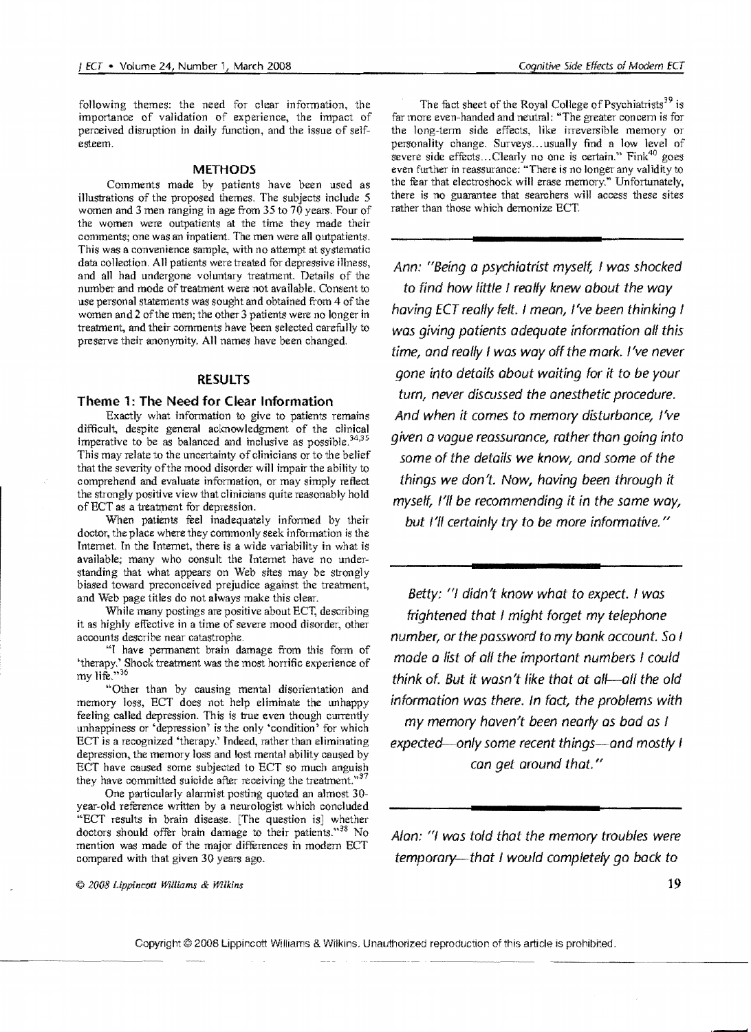following themes: the need for clear information, the importance of validation of experience, the impact of perceived disruption in daily function, and the issue of self-esteem.

## METHODS

Comments made by patients have been used as illustrations of the proposed themes. The subjects include 5 women and 3 men ranging in age from 35 to 70 years. Four of the women were outpatients at the time they made their comments; one was an inpatient. The men were all outpatients. This was a convenience sample, with no attempt at systematic data collection. All patients were treated for depressive illness, and all had undergone voluntary treatment. Details of the number and mode of treatment were not available. Consent to use personal statements was sought and obtained from 4 of the women and 2 of the men; the other 3 patients were no longer in treatment, and their comments have been selected carefully to preserve their anonymity. All names have been changed.

## RESULTS

### Theme 1: The Need for Clear Information

Exactly what information to give to patients remains difficult, despite general acknowledgment of the clinical imperative to be as balanced and inclusive as possible.[34,35] This may relate to the uncertainty of clinicians or to the belief that the severity of the mood disorder will impair the ability to comprehend and evaluate information, or may simply reflect the strongly positive view that clinicians quite reasonably hold of ECT as a treatment for depression.

When patients feel inadequately informed by their doctor, the place where they commonly seek information is the Internet. In the Internet, there is a wide variability in what is available; many who consult the Internet have no understanding that what appears on Web sites may be strongly biased toward preconceived prejudice against the treatment, and Web page titles do not always make this clear.

While many postings are positive about ECT, describing it as highly effective in a time of severe mood disorder, other accounts describe near catastrophe.

"I have permanent brain damage from this form of 'therapy.' Shock treatment was the most horrific experience of my life."[36]

"Other than by causing mental disorientation and memory loss, ECT does not help eliminate the unhappy feeling called depression. This is true even though currently unhappiness or 'depression' is the only 'condition' for which ECT is a recognized 'therapy.' Indeed, rather than eliminating depression, the memory loss and lost mental ability caused by ECT have caused some subjected to ECT so much anguish they have committed suicide after receiving the treatment."[37]

One particularly alarmist posting quoted an almost 30-year-old reference written by a neurologist which concluded "ECT results in brain disease. [The question is] whether doctors should offer brain damage to their patients."[38] No mention was made of the major differences in modern ECT compared with that given 30 years ago.

The fact sheet of the Royal College of Psychiatrists[39] is far more even-handed and neutral: "The greater concern is for the long-term side effects, like irreversible memory or personality change. Surveys…usually find a low level of severe side effects…Clearly no one is certain." Fink[40] goes even further in reassurance: "There is no longer any validity to the fear that electroshock will erase memory." Unfortunately, there is no guarantee that searchers will access these sites rather than those which demonize ECT.

---

*Ann: "Being a psychiatrist myself, I was shocked to find how little I really knew about the way having ECT really felt. I mean, I've been thinking I was giving patients adequate information all this time, and really I was way off the mark. I've never gone into details about waiting for it to be your turn, never discussed the anesthetic procedure. And when it comes to memory disturbance, I've given a vague reassurance, rather than going into some of the details we know, and some of the things we don't. Now, having been through it myself, I'll be recommending it in the same way, but I'll certainly try to be more informative."*

---

*Betty: "I didn't know what to expect. I was frightened that I might forget my telephone number, or the password to my bank account. So I made a list of all the important numbers I could think of. But it wasn't like that at all—all the old information was there. In fact, the problems with my memory haven't been nearly as bad as I expected—only some recent things—and mostly I can get around that."*

---

*Alan: "I was told that the memory troubles were temporary—that I would completely go back to*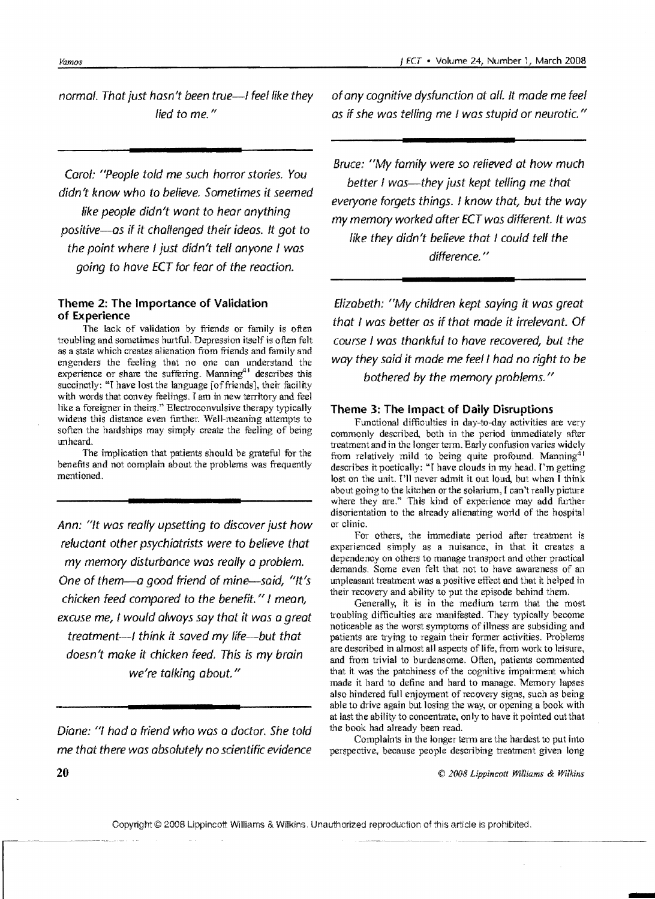*normal. That just hasn't been true—I feel like they lied to me."*

*Carol: "People told me such horror stories. You didn't know who to believe. Sometimes it seemed like people didn't want to hear anything positive—as if it challenged their ideas. It got to the point where I just didn't tell anyone I was going to have ECT for fear of the reaction.*

### Theme 2: The Importance of Validation of Experience

The lack of validation by friends or family is often troubling and sometimes hurtful. Depression itself is often felt as a state which creates alienation from friends and family and engenders the feeling that no one can understand the experience or share the suffering. Manning[41] describes this succinctly: "I have lost the language [of friends], their facility with words that convey feelings. I am in new territory and feel like a foreigner in theirs." Electroconvulsive therapy typically widens this distance even further. Well-meaning attempts to soften the hardships may simply create the feeling of being unheard.

The implication that patients should be grateful for the benefits and not complain about the problems was frequently mentioned.

*Ann: "It was really upsetting to discover just how reluctant other psychiatrists were to believe that my memory disturbance was really a problem. One of them—a good friend of mine—said, "It's chicken feed compared to the benefit." I mean, excuse me, I would always say that it was a great treatment—I think it saved my life—but that doesn't make it chicken feed. This is my brain we're talking about."*

*Diane: "I had a friend who was a doctor. She told me that there was absolutely no scientific evidence of any cognitive dysfunction at all. It made me feel as if she was telling me I was stupid or neurotic."*

*Bruce: "My family were so relieved at how much better I was—they just kept telling me that everyone forgets things. I know that, but the way my memory worked after ECT was different. It was like they didn't believe that I could tell the difference."*

*Elizabeth: "My children kept saying it was great that I was better as if that made it irrelevant. Of course I was thankful to have recovered, but the way they said it made me feel I had no right to be bothered by the memory problems."*

### Theme 3: The Impact of Daily Disruptions

Functional difficulties in day-to-day activities are very commonly described, both in the period immediately after treatment and in the longer term. Early confusion varies widely from relatively mild to being quite profound. Manning[41] describes it poetically: "I have clouds in my head. I'm getting lost on the unit. I'll never admit it out loud, but when I think about going to the kitchen or the solarium, I can't really picture where they are." This kind of experience may add further disorientation to the already alienating world of the hospital or clinic.

For others, the immediate period after treatment is experienced simply as a nuisance, in that it creates a dependency on others to manage transport and other practical demands. Some even felt that not to have awareness of an unpleasant treatment was a positive effect and that it helped in their recovery and ability to put the episode behind them.

Generally, it is in the medium term that the most troubling difficulties are manifested. They typically become noticeable as the worst symptoms of illness are subsiding and patients are trying to regain their former activities. Problems are described in almost all aspects of life, from work to leisure, and from trivial to burdensome. Often, patients commented that it was the patchiness of the cognitive impairment which made it hard to define and hard to manage. Memory lapses also hindered full enjoyment of recovery signs, such as being able to drive again but losing the way, or opening a book with at last the ability to concentrate, only to have it pointed out that the book had already been read.

Complaints in the longer term are the hardest to put into perspective, because people describing treatment given long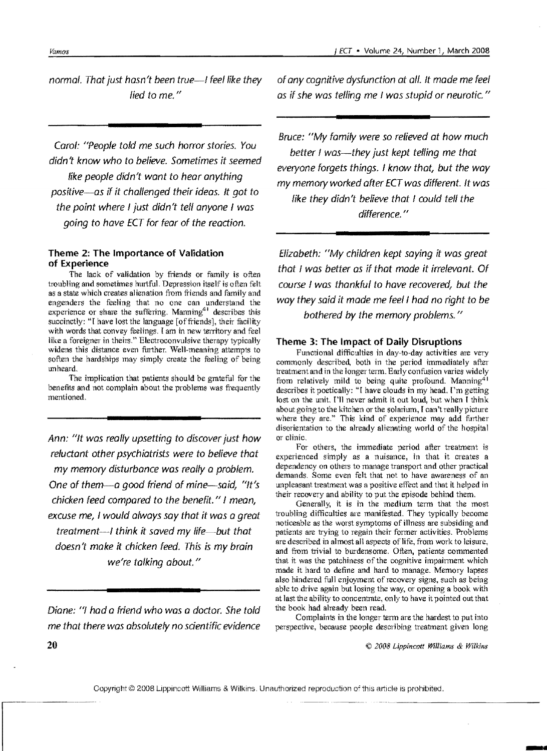*normal. That just hasn't been true—I feel like they lied to me."*

*Carol: "People told me such horror stories. You didn't know who to believe. Sometimes it seemed like people didn't want to hear anything positive—as if it challenged their ideas. It got to the point where I just didn't tell anyone I was going to have ECT for fear of the reaction.*

### Theme 2: The Importance of Validation of Experience

The lack of validation by friends or family is often troubling and sometimes hurtful. Depression itself is often felt as a state which creates alienation from friends and family and engenders the feeling that no one can understand the experience or share the suffering. Manning[41] describes this succinctly: "I have lost the language [of friends], their facility with words that convey feelings. I am in new territory and feel like a foreigner in theirs." Electroconvulsive therapy typically widens this distance even further. Well-meaning attempts to soften the hardships may simply create the feeling of being unheard.

The implication that patients should be grateful for the benefits and not complain about the problems was frequently mentioned.

*Ann: "It was really upsetting to discover just how reluctant other psychiatrists were to believe that my memory disturbance was really a problem. One of them—a good friend of mine—said, "It's chicken feed compared to the benefit." I mean, excuse me, I would always say that it was a great treatment—I think it saved my life—but that doesn't make it chicken feed. This is my brain we're talking about."*

*Diane: "I had a friend who was a doctor. She told me that there was absolutely no scientific evidence of any cognitive dysfunction at all. It made me feel as if she was telling me I was stupid or neurotic."*

*Bruce: "My family were so relieved at how much better I was—they just kept telling me that everyone forgets things. I know that, but the way my memory worked after ECT was different. It was like they didn't believe that I could tell the difference."*

*Elizabeth: "My children kept saying it was great that I was better as if that made it irrelevant. Of course I was thankful to have recovered, but the way they said it made me feel I had no right to be bothered by the memory problems."*

### Theme 3: The Impact of Daily Disruptions

Functional difficulties in day-to-day activities are very commonly described, both in the period immediately after treatment and in the longer term. Early confusion varies widely from relatively mild to being quite profound. Manning[41] describes it poetically: "I have clouds in my head. I'm getting lost on the unit. I'll never admit it out loud, but when I think about going to the kitchen or the solarium, I can't really picture where they are." This kind of experience may add further disorientation to the already alienating world of the hospital or clinic.

For others, the immediate period after treatment is experienced simply as a nuisance, in that it creates a dependency on others to manage transport and other practical demands. Some even felt that not to have awareness of an unpleasant treatment was a positive effect and that it helped in their recovery and ability to put the episode behind them.

Generally, it is in the medium term that the most troubling difficulties are manifested. They typically become noticeable as the worst symptoms of illness are subsiding and patients are trying to regain their former activities. Problems are described in almost all aspects of life, from work to leisure, and from trivial to burdensome. Often, patients commented that it was the patchiness of the cognitive impairment which made it hard to define and hard to manage. Memory lapses also hindered full enjoyment of recovery signs, such as being able to drive again but losing the way, or opening a book with at last the ability to concentrate, only to have it pointed out that the book had already been read.

Complaints in the longer term are the hardest to put into perspective, because people describing treatment given long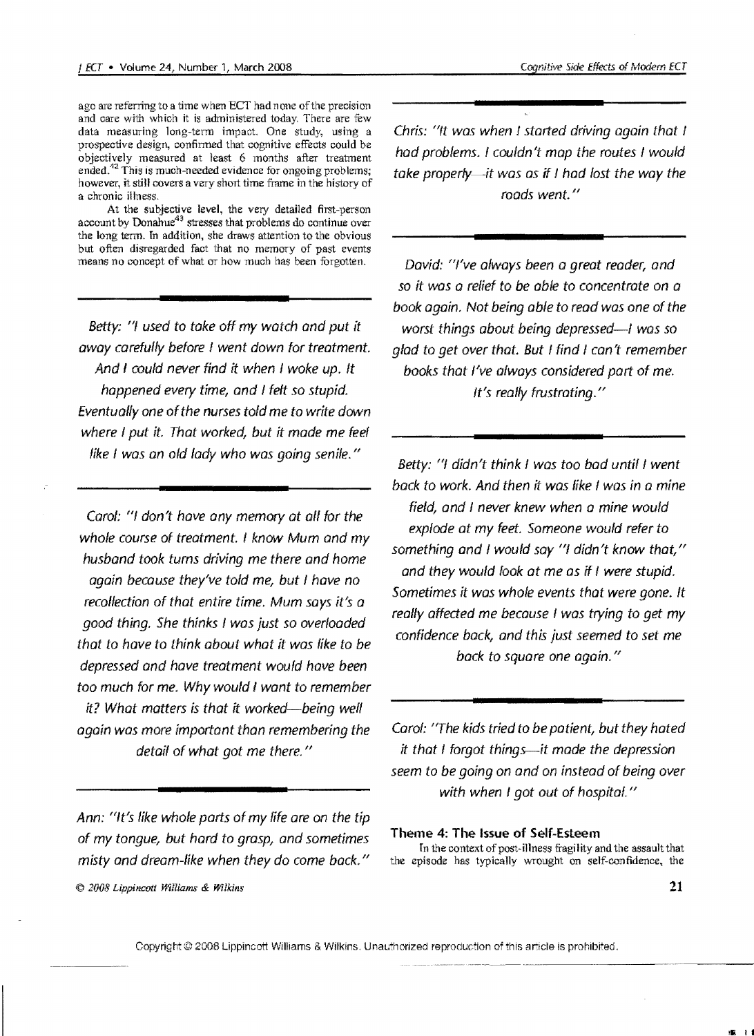ago are referring to a time when ECT had none of the precision and care with which it is administered today. There are few data measuring long-term impact. One study, using a prospective design, confirmed that cognitive effects could be objectively measured at least 6 months after treatment ended.[42] This is much-needed evidence for ongoing problems; however, it still covers a very short time frame in the history of a chronic illness.

At the subjective level, the very detailed first-person account by Donahue[43] stresses that problems do continue over the long term. In addition, she draws attention to the obvious but often disregarded fact that no memory of past events means no concept of what or how much has been forgotten.

---

*Betty: "I used to take off my watch and put it away carefully before I went down for treatment. And I could never find it when I woke up. It happened every time, and I felt so stupid. Eventually one of the nurses told me to write down where I put it. That worked, but it made me feel like I was an old lady who was going senile."*

---

*Carol: "I don't have any memory at all for the whole course of treatment. I know Mum and my husband took turns driving me there and home again because they've told me, but I have no recollection of that entire time. Mum says it's a good thing. She thinks I was just so overloaded that to have to think about what it was like to be depressed and have treatment would have been too much for me. Why would I want to remember it? What matters is that it worked—being well again was more important than remembering the detail of what got me there."*

---

*Ann: "It's like whole parts of my life are on the tip of my tongue, but hard to grasp, and sometimes misty and dream-like when they do come back."*

---

*Chris: "It was when I started driving again that I had problems. I couldn't map the routes I would take properly—it was as if I had lost the way the roads went."*

---

*David: "I've always been a great reader, and so it was a relief to be able to concentrate on a book again. Not being able to read was one of the worst things about being depressed—I was so glad to get over that. But I find I can't remember books that I've always considered part of me. It's really frustrating."*

---

*Betty: "I didn't think I was too bad until I went back to work. And then it was like I was in a mine field, and I never knew when a mine would explode at my feet. Someone would refer to something and I would say "I didn't know that," and they would look at me as if I were stupid. Sometimes it was whole events that were gone. It really affected me because I was trying to get my confidence back, and this just seemed to set me back to square one again."*

---

*Carol: "The kids tried to be patient, but they hated it that I forgot things—it made the depression seem to be going on and on instead of being over with when I got out of hospital."*

### Theme 4: The Issue of Self-Esteem

In the context of post-illness fragility and the assault that the episode has typically wrought on self-confidence, the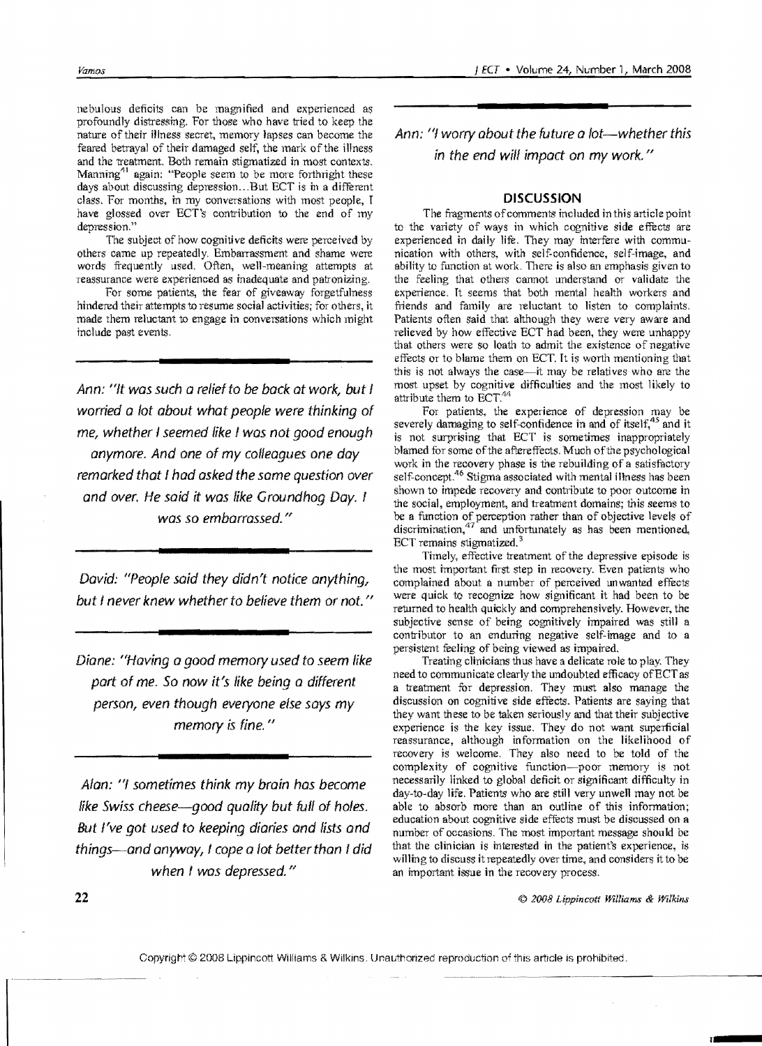nebulous deficits can be magnified and experienced as profoundly distressing. For those who have tried to keep the nature of their illness secret, memory lapses can become the feared betrayal of their damaged self, the mark of the illness and the treatment. Both remain stigmatized in most contexts. Manning[41] again: "People seem to be more forthright these days about discussing depression…But ECT is in a different class. For months, in my conversations with most people, I have glossed over ECT's contribution to the end of my depression."

The subject of how cognitive deficits were perceived by others came up repeatedly. Embarrassment and shame were words frequently used. Often, well-meaning attempts at reassurance were experienced as inadequate and patronizing.

For some patients, the fear of giveaway forgetfulness hindered their attempts to resume social activities; for others, it made them reluctant to engage in conversations which might include past events.

---

*Ann: "It was such a relief to be back at work, but I worried a lot about what people were thinking of me, whether I seemed like I was not good enough anymore. And one of my colleagues one day remarked that I had asked the same question over and over. He said it was like Groundhog Day. I was so embarrassed."*

---

*David: "People said they didn't notice anything, but I never knew whether to believe them or not."*

---

*Diane: "Having a good memory used to seem like part of me. So now it's like being a different person, even though everyone else says my memory is fine."*

---

*Alan: "I sometimes think my brain has become like Swiss cheese—good quality but full of holes. But I've got used to keeping diaries and lists and things—and anyway, I cope a lot better than I did when I was depressed."*

---

*Ann: "I worry about the future a lot—whether this in the end will impact on my work."*

## DISCUSSION

The fragments of comments included in this article point to the variety of ways in which cognitive side effects are experienced in daily life. They may interfere with communication with others, with self-confidence, self-image, and ability to function at work. There is also an emphasis given to the feeling that others cannot understand or validate the experience. It seems that both mental health workers and friends and family are reluctant to listen to complaints. Patients often said that although they were very aware and relieved by how effective ECT had been, they were unhappy that others were so loath to admit the existence of negative effects or to blame them on ECT. It is worth mentioning that this is not always the case—it may be relatives who are the most upset by cognitive difficulties and the most likely to attribute them to ECT.[44]

For patients, the experience of depression may be severely damaging to self-confidence in and of itself,[45] and it is not surprising that ECT is sometimes inappropriately blamed for some of the aftereffects. Much of the psychological work in the recovery phase is the rebuilding of a satisfactory self-concept.[46] Stigma associated with mental illness has been shown to impede recovery and contribute to poor outcome in the social, employment, and treatment domains; this seems to be a function of perception rather than of objective levels of discrimination,[47] and unfortunately as has been mentioned, ECT remains stigmatized.[3]

Timely, effective treatment of the depressive episode is the most important first step in recovery. Even patients who complained about a number of perceived unwanted effects were quick to recognize how significant it had been to be returned to health quickly and comprehensively. However, the subjective sense of being cognitively impaired was still a contributor to an enduring negative self-image and to a persistent feeling of being viewed as impaired.

Treating clinicians thus have a delicate role to play. They need to communicate clearly the undoubted efficacy of ECT as a treatment for depression. They must also manage the discussion on cognitive side effects. Patients are saying that they want these to be taken seriously and that their subjective experience is the key issue. They do not want superficial reassurance, although information on the likelihood of recovery is welcome. They also need to be told of the complexity of cognitive function—poor memory is not necessarily linked to global deficit or significant difficulty in day-to-day life. Patients who are still very unwell may not be able to absorb more than an outline of this information; education about cognitive side effects must be discussed on a number of occasions. The most important message should be that the clinician is interested in the patient's experience, is willing to discuss it repeatedly over time, and considers it to be an important issue in the recovery process.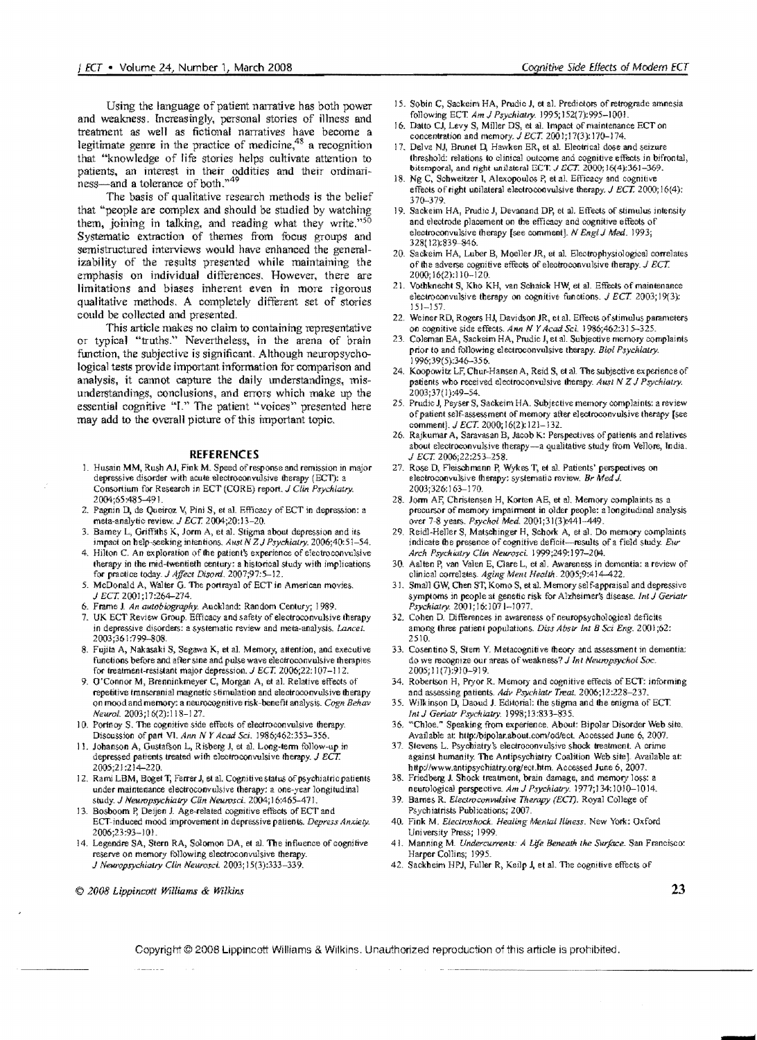Using the language of patient narrative has both power and weakness. Increasingly, personal stories of illness and treatment as well as fictional narratives have become a legitimate genre in the practice of medicine,[48] a recognition that "knowledge of life stories helps cultivate attention to patients, an interest in their oddities and their ordinariness—and a tolerance of both."[49]

The basis of qualitative research methods is the belief that "people are complex and should be studied by watching them, joining in talking, and reading what they write."[50] Systematic extraction of themes from focus groups and semistructured interviews would have enhanced the generalizability of the results presented while maintaining the emphasis on individual differences. However, there are limitations and biases inherent even in more rigorous qualitative methods. A completely different set of stories could be collected and presented.

This article makes no claim to containing representative or typical "truths." Nevertheless, in the arena of brain function, the subjective is significant. Although neuropsychological tests provide important information for comparison and analysis, it cannot capture the daily understandings, misunderstandings, conclusions, and errors which make up the essential cognitive "I." The patient "voices" presented here may add to the overall picture of this important topic.

## REFERENCES

1. Husain MM, Rush AJ, Fink M. Speed of response and remission in major depressive disorder with acute electroconvulsive therapy (ECT): a Consortium for Research in ECT (CORE) report. *J Clin Psychiatry.* 2004;65:485–491.
2. Pagnin D, de Queiroz V, Pini S, et al. Efficacy of ECT in depression: a meta-analytic review. *J ECT.* 2004;20:13–20.
3. Barney L, Griffiths K, Jorm A, et al. Stigma about depression and its impact on help-seeking intentions. *Aust N Z J Psychiatry.* 2006;40:51–54.
4. Hilton C. An exploration of the patient's experience of electroconvulsive therapy in the mid-twentieth century: a historical study with implications for practice today. *J Affect Disord.* 2007;97:5–12.
5. McDonald A, Walter G. The portrayal of ECT in American movies. *J ECT.* 2001;17:264–274.
6. Frame J. *An autobiography.* Auckland: Random Century; 1989.
7. UK ECT Review Group. Efficacy and safety of electroconvulsive therapy in depressive disorders: a systematic review and meta-analysis. *Lancet.* 2003;361:799–808.
8. Fujita A, Nakasaki S, Segawa K, et al. Memory, attention, and executive functions before and after sine and pulse wave electroconvulsive therapies for treatment-resistant major depression. *J ECT.* 2006;22:107–112.
9. O'Connor M, Brenninkmeyer C, Morgan A, et al. Relative effects of repetitive transcranial magnetic stimulation and electroconvulsive therapy on mood and memory: a neurocognitive risk-benefit analysis. *Cogn Behav Neurol.* 2003;16(2):118–127.
10. Portnoy S. The cognitive side effects of electroconvulsive therapy. Discussion of part VI. *Ann N Y Acad Sci.* 1986;462:353–356.
11. Johanson A, Gustafson L, Risberg J, et al. Long-term follow-up in depressed patients treated with electroconvulsive therapy. *J ECT.* 2005;21:214–220.
12. Rami LBM, Boget T, Ferrer J, et al. Cognitive status of psychiatric patients under maintenance electroconvulsive therapy: a one-year longitudinal study. *J Neuropsychiatry Clin Neurosci.* 2004;16:465–471.
13. Bosboom P, Deijen J. Age-related cognitive effects of ECT and ECT-induced mood improvement in depressive patients. *Depress Anxiety.* 2006;23:93–101.
14. Legendre SA, Stern RA, Solomon DA, et al. The influence of cognitive reserve on memory following electroconvulsive therapy. *J Neuropsychiatry Clin Neurosci.* 2003;15(3):333–339.
15. Sobin C, Sackeim HA, Prudic J, et al. Predictors of retrograde amnesia following ECT. *Am J Psychiatry.* 1995;152(7):995–1001.
16. Datto CJ, Levy S, Miller DS, et al. Impact of maintenance ECT on concentration and memory. *J ECT.* 2001;17(3):170–174.
17. Delva NJ, Brunet D, Hawken ER, et al. Electrical dose and seizure threshold: relations to clinical outcome and cognitive effects in bifrontal, bitemporal, and right unilateral ECT. *J ECT.* 2000;16(4):361–369.
18. Ng C, Schweitzer I, Alexopoulos P, et al. Efficacy and cognitive effects of right unilateral electroconvulsive therapy. *J ECT.* 2000;16(4): 370–379.
19. Sackeim HA, Prudic J, Devanand DP, et al. Effects of stimulus intensity and electrode placement on the efficacy and cognitive effects of electroconvulsive therapy [see comment]. *N Engl J Med.* 1993; 328(12):839–846.
20. Sackeim HA, Luber B, Moeller JR, et al. Electrophysiological correlates of the adverse cognitive effects of electroconvulsive therapy. *J ECT.* 2000;16(2):110–120.
21. Vothknecht S, Kho KH, van Schaick HW, et al. Effects of maintenance electroconvulsive therapy on cognitive functions. *J ECT.* 2003;19(3): 151–157.
22. Weiner RD, Rogers HJ, Davidson JR, et al. Effects of stimulus parameters on cognitive side effects. *Ann N Y Acad Sci.* 1986;462:315–325.
23. Coleman EA, Sackeim HA, Prudic J, et al. Subjective memory complaints prior to and following electroconvulsive therapy. *Biol Psychiatry.* 1996;39(5):346–356.
24. Koopowitz LF, Chur-Hansen A, Reid S, et al. The subjective experience of patients who received electroconvulsive therapy. *Aust N Z J Psychiatry.* 2003;37(1):49–54.
25. Prudic J, Peyser S, Sackeim HA. Subjective memory complaints: a review of patient self-assessment of memory after electroconvulsive therapy [see comment]. *J ECT.* 2000;16(2):121–132.
26. Rajkumar A, Saravanan B, Jacob K: Perspectives of patients and relatives about electroconvulsive therapy—a qualitative study from Vellore, India. *J ECT.* 2006;22:253–258.
27. Rose D, Fleischmann P, Wykes T, et al. Patients' perspectives on electroconvulsive therapy: systematic review. *Br Med J.* 2003;326:163–170.
28. Jorm AF, Christensen H, Korten AE, et al. Memory complaints as a precursor of memory impairment in older people: a longitudinal analysis over 7-8 years. *Psychol Med.* 2001;31(3):441–449.
29. Reidl-Heller S, Matschinger H, Schork A, et al. Do memory complaints indicate the presence of cognitive deficit—results of a field study. *Eur Arch Psychiatry Clin Neurosci.* 1999;249:197–204.
30. Aalten P, van Valen E, Clare L, et al. Awareness in dementia: a review of clinical correlates. *Aging Ment Health.* 2005;9:414–422.
31. Small GW, Chen ST, Komo S, et al. Memory self-appraisal and depressive symptoms in people at genetic risk for Alzheimer's disease. *Int J Geriatr Psychiatry.* 2001;16:1071–1077.
32. Cohen D. Differences in awareness of neuropsychological deficits among three patient populations. *Diss Abstr Int B Sci Eng.* 2001;62: 2510.
33. Cosentino S, Stern Y. Metacognitive theory and assessment in dementia: do we recognize our areas of weakness? *J Int Neuropsychol Soc.* 2005;11(7):910–919.
34. Robertson H, Pryor R. Memory and cognitive effects of ECT: informing and assessing patients. *Adv Psychiatr Treat.* 2006;12:228–237.
35. Wilkinson D, Daoud J. Editorial: the stigma and the enigma of ECT. *Int J Geriatr Psychiatry.* 1998;13:833–835.
36. "Chloe." Speaking from experience. About: Bipolar Disorder Web site. Available at: http://bipolar.about.com/od/ect. Accessed June 6, 2007.
37. Stevens L. Psychiatry's electroconvulsive shock treatment. A crime against humanity. The Antipsychiatry Coalition Web site]. Available at: http://www.antipsychiatry.org/ect.htm. Accessed June 6, 2007.
38. Friedberg J. Shock treatment, brain damage, and memory loss: a neurological perspective. *Am J Psychiatry.* 1977;134:1010–1014.
39. Barnes R. *Electroconvulsive Therapy (ECT).* Royal College of Psychiatrists Publications; 2007.
40. Fink M. *Electroshock. Healing Mental Illness.* New York: Oxford University Press; 1999.
41. Manning M. *Undercurrents: A Life Beneath the Surface.* San Francisco: Harper Collins; 1995.
42. Sackheim HPJ, Fuller R, Keilp J, et al. The cognitive effects of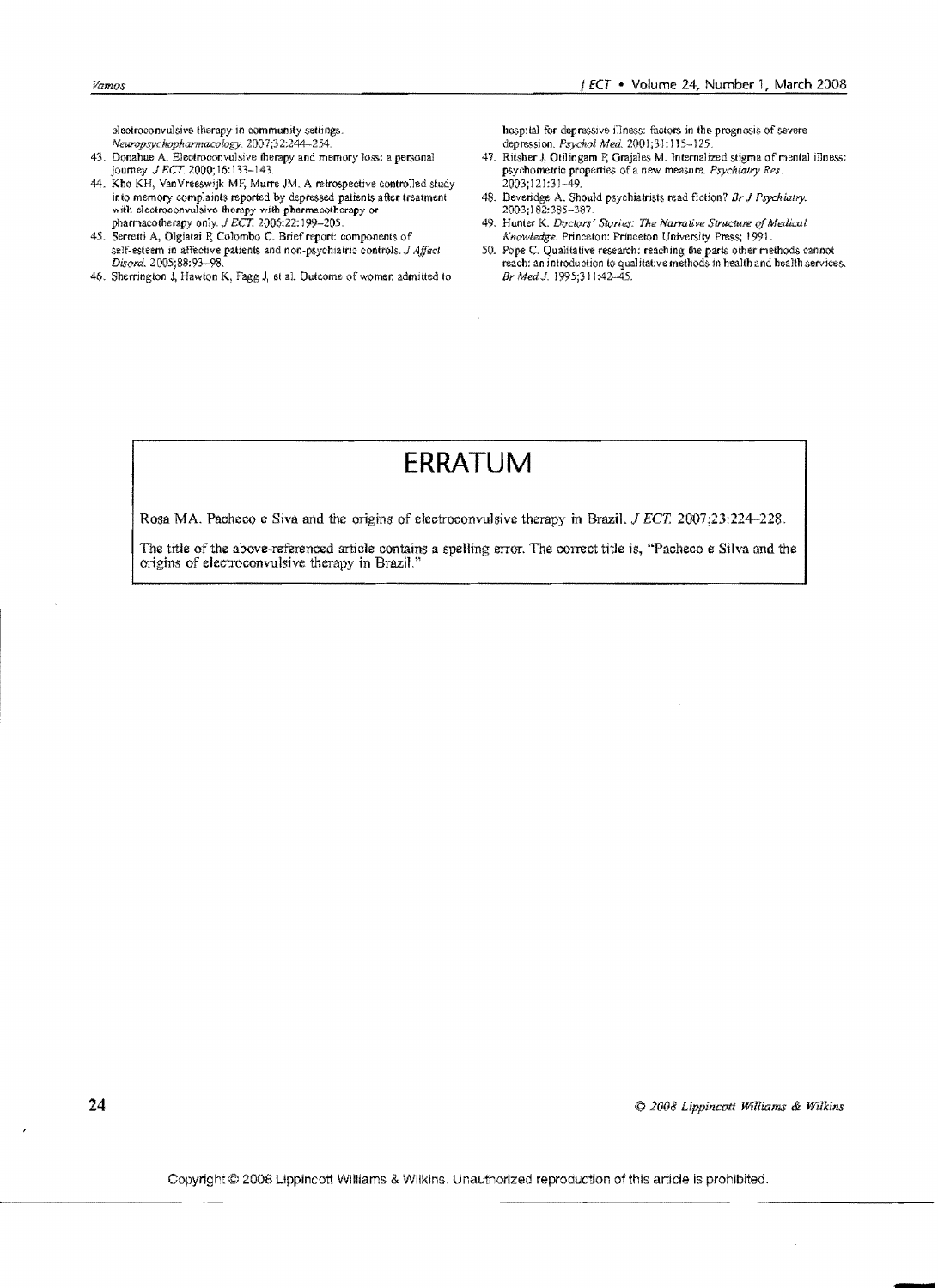electroconvulsive therapy in community settings. *Neuropsychopharmacology.* 2007;32:244–254.

43. Donahue A. Electroconvulsive therapy and memory loss: a personal journey. *J ECT.* 2000;16:133–143.
44. Kho KH, VanVreeswijk MF, Murre JM. A retrospective controlled study into memory complaints reported by depressed patients after treatment with electroconvulsive therapy with pharmacotherapy or pharmacotherapy only. *J ECT.* 2006;22:199–205.
45. Serretti A, Olgiatai P, Colombo C. Brief report: components of self-esteem in affective patients and non-psychiatric controls. *J Affect Disord.* 2005;88:93–98.
46. Sherrington J, Hawton K, Fagg J, et al. Outcome of women admitted to hospital for depressive illness: factors in the prognosis of severe depression. *Psychol Med.* 2001;31:115–125.
47. Ritsher J, Otilingam P, Grajales M. Internalized stigma of mental illness: psychometric properties of a new measure. *Psychiatry Res.* 2003;121:31–49.
48. Beveridge A. Should psychiatrists read fiction? *Br J Psychiatry.* 2003;182:385–387.
49. Hunter K. *Doctors' Stories: The Narrative Structure of Medical Knowledge.* Princeton: Princeton University Press; 1991.
50. Pope C. Qualitative research: reaching the parts other methods cannot reach: an introduction to qualitative methods in health and health services. *Br Med J.* 1995;311:42–45.

# ERRATUM

Rosa MA. Pacheco e Siva and the origins of electroconvulsive therapy in Brazil. *J ECT.* 2007;23:224–228.

The title of the above-referenced article contains a spelling error. The correct title is, "Pacheco e Silva and the origins of electroconvulsive therapy in Brazil."